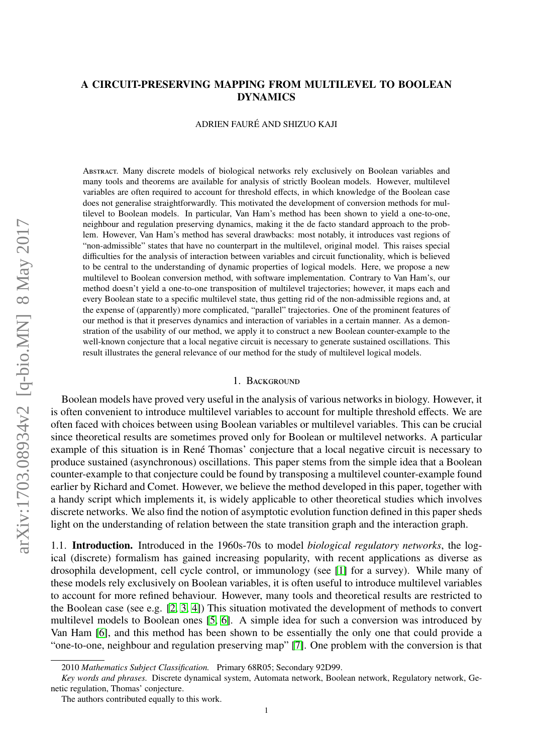# A CIRCUIT-PRESERVING MAPPING FROM MULTILEVEL TO BOOLEAN DYNAMICS

ADRIEN FAURÉ AND SHIZUO KAJI

ABSTRACT. Many discrete models of biological networks rely exclusively on Boolean variables and many tools and theorems are available for analysis of strictly Boolean models. However, multilevel variables are often required to account for threshold effects, in which knowledge of the Boolean case does not generalise straightforwardly. This motivated the development of conversion methods for multilevel to Boolean models. In particular, Van Ham's method has been shown to yield a one-to-one, neighbour and regulation preserving dynamics, making it the de facto standard approach to the problem. However, Van Ham's method has several drawbacks: most notably, it introduces vast regions of "non-admissible" states that have no counterpart in the multilevel, original model. This raises special difficulties for the analysis of interaction between variables and circuit functionality, which is believed to be central to the understanding of dynamic properties of logical models. Here, we propose a new multilevel to Boolean conversion method, with software implementation. Contrary to Van Ham's, our method doesn't yield a one-to-one transposition of multilevel trajectories; however, it maps each and every Boolean state to a specific multilevel state, thus getting rid of the non-admissible regions and, at the expense of (apparently) more complicated, "parallel" trajectories. One of the prominent features of our method is that it preserves dynamics and interaction of variables in a certain manner. As a demonstration of the usability of our method, we apply it to construct a new Boolean counter-example to the well-known conjecture that a local negative circuit is necessary to generate sustained oscillations. This result illustrates the general relevance of our method for the study of multilevel logical models.

## 1. BACKGROUND

Boolean models have proved very useful in the analysis of various networks in biology. However, it is often convenient to introduce multilevel variables to account for multiple threshold effects. We are often faced with choices between using Boolean variables or multilevel variables. This can be crucial since theoretical results are sometimes proved only for Boolean or multilevel networks. A particular example of this situation is in René Thomas' conjecture that a local negative circuit is necessary to produce sustained (asynchronous) oscillations. This paper stems from the simple idea that a Boolean counter-example to that conjecture could be found by transposing a multilevel counter-example found earlier by Richard and Comet. However, we believe the method developed in this paper, together with a handy script which implements it, is widely applicable to other theoretical studies which involves discrete networks. We also find the notion of asymptotic evolution function defined in this paper sheds light on the understanding of relation between the state transition graph and the interaction graph.

### 1.1. Introduction.

Introduced in the 1960s-70s to model *biological regulatory networks*, the logical (discrete) formalism has gained increasing popularity, with recent applications as diverse as drosophila development, cell cycle control, or immunology (see [1] for a survey). While many of these models rely exclusively on Boolean variables, it is often useful to introduce multilevel variables to account for more refined behaviour. However, many tools and theoretical results are restricted to the Boolean case (see e.g. [2, 3, 4]) This situation motivated the development of methods to convert multilevel models to Boolean ones [5, 6]. A simple idea for such a conversion was introduced by Van Ham [6], and this method has been shown to be essentially the only one that could provide a "one-to-one, neighbour and regulation preserving map" [7]. One problem with the conversion is that

2010 *Mathematics Subject Classification.* Primary 68R05; Secondary 92D99.

*Key words and phrases.* Discrete dynamical system, Automata network, Boolean network, Regulatory network, Genetic regulation, Thomas' conjecture.

The authors contributed equally to this work.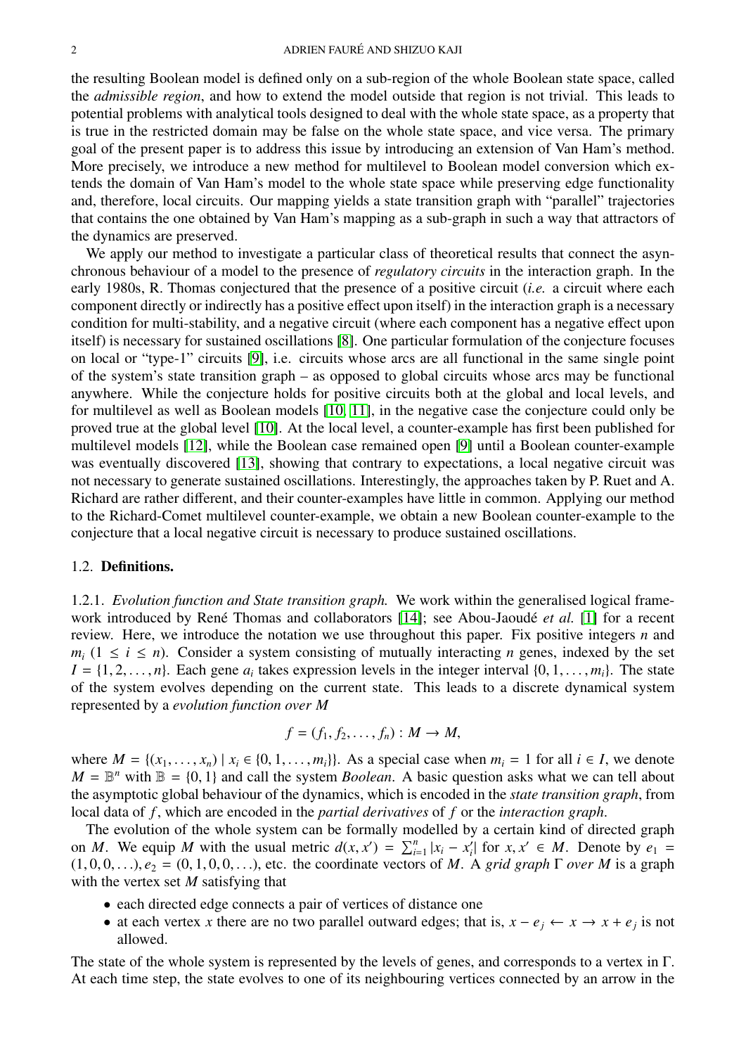the resulting Boolean model is defined only on a sub-region of the whole Boolean state space, called the *admissible region*, and how to extend the model outside that region is not trivial. This leads to potential problems with analytical tools designed to deal with the whole state space, as a property that is true in the restricted domain may be false on the whole state space, and vice versa. The primary goal of the present paper is to address this issue by introducing an extension of Van Ham's method. More precisely, we introduce a new method for multilevel to Boolean model conversion which extends the domain of Van Ham's model to the whole state space while preserving edge functionality and, therefore, local circuits. Our mapping yields a state transition graph with "parallel" trajectories that contains the one obtained by Van Ham's mapping as a sub-graph in such a way that attractors of the dynamics are preserved.

We apply our method to investigate a particular class of theoretical results that connect the asynchronous behaviour of a model to the presence of *regulatory circuits* in the interaction graph. In the early 1980s, R. Thomas conjectured that the presence of a positive circuit (*i.e.* a circuit where each component directly or indirectly has a positive effect upon itself) in the interaction graph is a necessary condition for multi-stability, and a negative circuit (where each component has a negative effect upon itself) is necessary for sustained oscillations [8]. One particular formulation of the conjecture focuses on local or "type-1" circuits [9], i.e. circuits whose arcs are all functional in the same single point of the system's state transition graph – as opposed to global circuits whose arcs may be functional anywhere. While the conjecture holds for positive circuits both at the global and local levels, and for multilevel as well as Boolean models [10, 11], in the negative case the conjecture could only be proved true at the global level [10]. At the local level, a counter-example has first been published for multilevel models [12], while the Boolean case remained open [9] until a Boolean counter-example was eventually discovered [13], showing that contrary to expectations, a local negative circuit was not necessary to generate sustained oscillations. Interestingly, the approaches taken by P. Ruet and A. Richard are rather different, and their counter-examples have little in common. Applying our method to the Richard-Comet multilevel counter-example, we obtain a new Boolean counter-example to the conjecture that a local negative circuit is necessary to produce sustained oscillations.

### 1.2. **Definitions.**

1.2.1. *Evolution function and State transition graph.* We work within the generalised logical framework introduced by René Thomas and collaborators [14]; see Abou-Jaoudé *et al.* [1] for a recent review. Here, we introduce the notation we use throughout this paper. Fix positive integers $n$ and $m_i$ ($1 \leq i \leq n$). Consider a system consisting of mutually interacting $n$ genes, indexed by the set $I = \{1, 2, \ldots, n\}$. Each gene $a_i$ takes expression levels in the integer interval $\{0, 1, \ldots, m_i\}$. The state of the system evolves depending on the current state. This leads to a discrete dynamical system represented by a *evolution function over $M$*

$$f = (f_1, f_2, \ldots, f_n) : M \to M,$$

where $M = \{(x_1, \ldots, x_n) \mid x_i \in \{0, 1, \ldots, m_i\}\}$. As a special case when $m_i = 1$ for all $i \in I$, we denote $M = \mathbb{B}^n$ with $\mathbb{B} = \{0, 1\}$ and call the system *Boolean*. A basic question asks what we can tell about the asymptotic global behaviour of the dynamics, which is encoded in the *state transition graph*, from local data of $f$, which are encoded in the *partial derivatives* of $f$ or the *interaction graph*.

The evolution of the whole system can be formally modelled by a certain kind of directed graph on $M$. We equip $M$ with the usual metric $d(x, x') = \sum_{i=1}^{n} |x_i - x'_i|$ for $x, x' \in M$. Denote by $e_1 = (1, 0, 0, \ldots), e_2 = (0, 1, 0, 0, \ldots)$, etc. the coordinate vectors of $M$. A *grid graph* $\Gamma$ *over* $M$ is a graph with the vertex set $M$ satisfying that

- each directed edge connects a pair of vertices of distance one
- at each vertex $x$ there are no two parallel outward edges; that is, $x - e_j \leftarrow x \rightarrow x + e_j$ is not allowed.

The state of the whole system is represented by the levels of genes, and corresponds to a vertex in $\Gamma$. At each time step, the state evolves to one of its neighbouring vertices connected by an arrow in the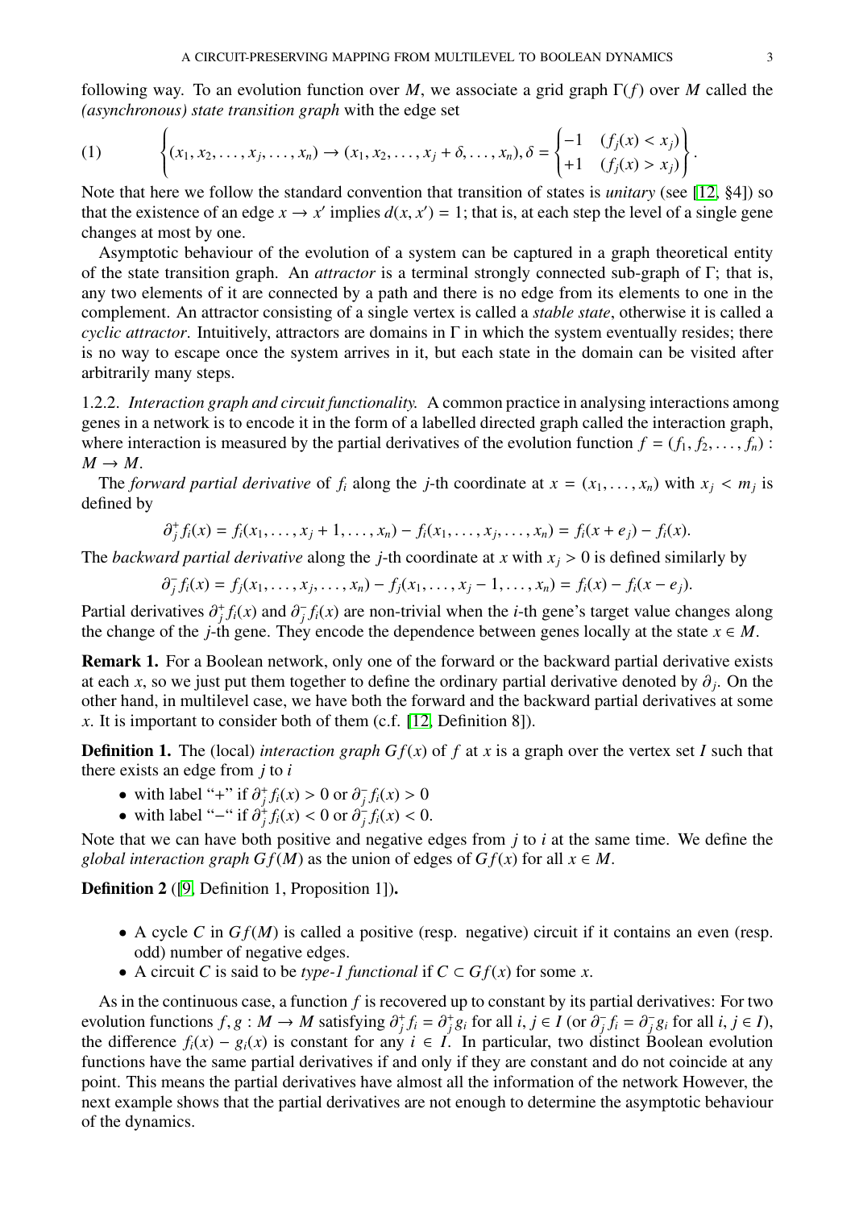following way. To an evolution function over $M$, we associate a grid graph $\Gamma(f)$ over $M$ called the *(asynchronous) state transition graph* with the edge set

$$
(1) \qquad \left\{ (x_1, x_2, \dots, x_j, \dots, x_n) \to (x_1, x_2, \dots, x_j + \delta, \dots, x_n), \delta = \begin{cases} -1 & (f_j(x) < x_j) \\ +1 & (f_j(x) > x_j) \end{cases} \right\}.
$$

Note that here we follow the standard convention that transition of states is *unitary* (see [12, §4]) so that the existence of an edge $x \to x'$ implies $d(x, x') = 1$; that is, at each step the level of a single gene changes at most by one.

Asymptotic behaviour of the evolution of a system can be captured in a graph theoretical entity of the state transition graph. An *attractor* is a terminal strongly connected sub-graph of $\Gamma$; that is, any two elements of it are connected by a path and there is no edge from its elements to one in the complement. An attractor consisting of a single vertex is called a *stable state*, otherwise it is called a *cyclic attractor*. Intuitively, attractors are domains in $\Gamma$ in which the system eventually resides; there is no way to escape once the system arrives in it, but each state in the domain can be visited after arbitrarily many steps.

1.2.2. *Interaction graph and circuit functionality.* A common practice in analysing interactions among genes in a network is to encode it in the form of a labelled directed graph called the interaction graph, where interaction is measured by the partial derivatives of the evolution function $f = (f_1, f_2, \dots, f_n) : M \to M$.

The *forward partial derivative* of $f_i$ along the $j$-th coordinate at $x = (x_1, \dots, x_n)$ with $x_j < m_j$ is defined by

$$
\partial_j^+ f_i(x) = f_i(x_1, \dots, x_j + 1, \dots, x_n) - f_i(x_1, \dots, x_j, \dots, x_n) = f_i(x + e_j) - f_i(x).
$$

The *backward partial derivative* along the $j$-th coordinate at $x$ with $x_j > 0$ is defined similarly by

$$
\partial_j^- f_i(x) = f_j(x_1, \dots, x_j, \dots, x_n) - f_j(x_1, \dots, x_j - 1, \dots, x_n) = f_i(x) - f_i(x - e_j).
$$

Partial derivatives $\partial_j^+ f_i(x)$ and $\partial_j^- f_i(x)$ are non-trivial when the $i$-th gene's target value changes along the change of the $j$-th gene. They encode the dependence between genes locally at the state $x \in M$.

**Remark 1.** For a Boolean network, only one of the forward or the backward partial derivative exists at each $x$, so we just put them together to define the ordinary partial derivative denoted by $\partial_j$. On the other hand, in multilevel case, we have both the forward and the backward partial derivatives at some $x$. It is important to consider both of them (c.f. [12, Definition 8]).

**Definition 1.** The (local) *interaction graph* $Gf(x)$ of $f$ at $x$ is a graph over the vertex set $I$ such that there exists an edge from $j$ to $i$

- with label "+" if $\partial_j^+ f_i(x) > 0$ or $\partial_j^- f_i(x) > 0$
- with label "−" if $\partial_j^+ f_i(x) < 0$ or $\partial_j^- f_i(x) < 0$.

Note that we can have both positive and negative edges from $j$ to $i$ at the same time. We define the *global interaction graph* $Gf(M)$ as the union of edges of $Gf(x)$ for all $x \in M$.

**Definition 2** ([9, Definition 1, Proposition 1])**.**

- A cycle $C$ in $Gf(M)$ is called a positive (resp. negative) circuit if it contains an even (resp. odd) number of negative edges.
- A circuit $C$ is said to be *type-1 functional* if $C \subset Gf(x)$ for some $x$.

As in the continuous case, a function $f$ is recovered up to constant by its partial derivatives: For two evolution functions $f, g : M \to M$ satisfying $\partial_j^+ f_i = \partial_j^+ g_i$ for all $i, j \in I$ (or $\partial_j^- f_i = \partial_j^- g_i$ for all $i, j \in I$), the difference $f_i(x) - g_i(x)$ is constant for any $i \in I$. In particular, two distinct Boolean evolution functions have the same partial derivatives if and only if they are constant and do not coincide at any point. This means the partial derivatives have almost all the information of the network However, the next example shows that the partial derivatives are not enough to determine the asymptotic behaviour of the dynamics.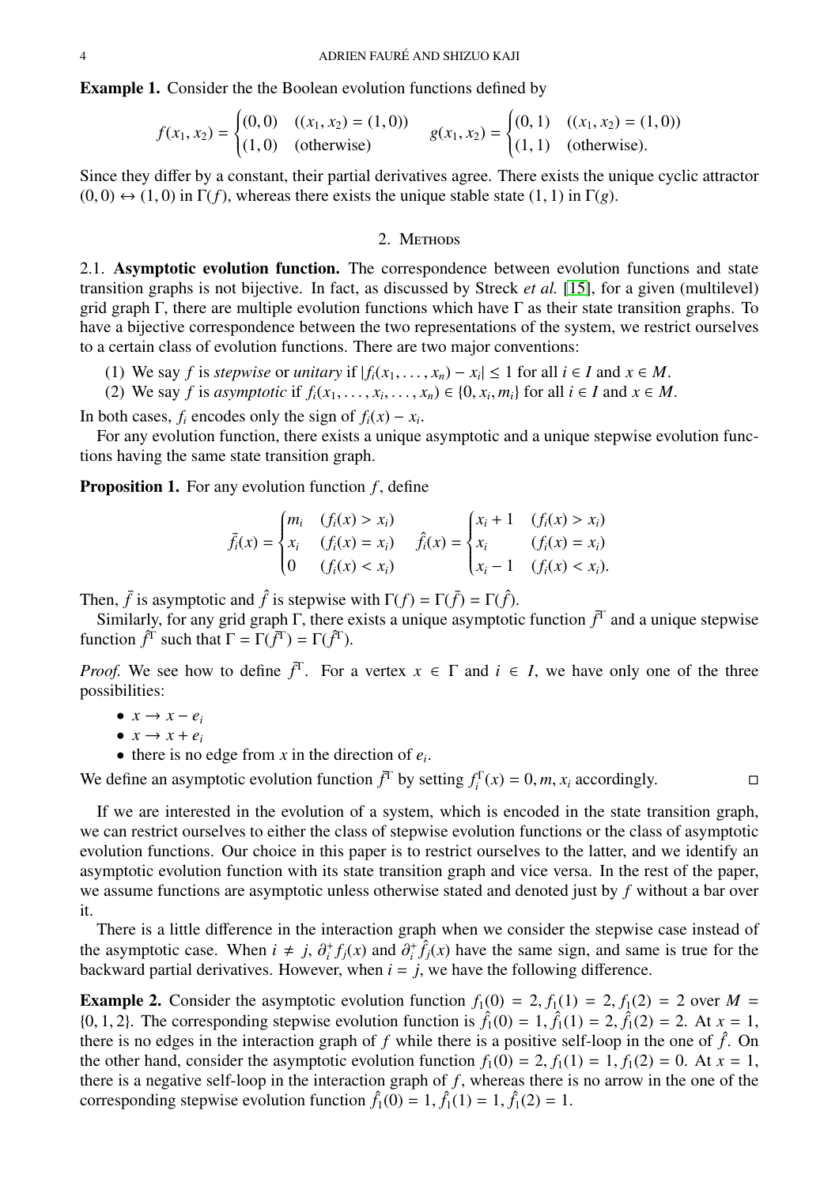**Example 1.** Consider the the Boolean evolution functions defined by

$$f(x_1, x_2) = \begin{cases} (0,0) & ((x_1, x_2) = (1,0)) \\ (1,0) & \text{(otherwise)} \end{cases} \qquad g(x_1, x_2) = \begin{cases} (0,1) & ((x_1, x_2) = (1,0)) \\ (1,1) & \text{(otherwise).} \end{cases}$$

Since they differ by a constant, their partial derivatives agree. There exists the unique cyclic attractor $(0,0) \leftrightarrow (1,0)$ in $\Gamma(f)$, whereas there exists the unique stable state $(1,1)$ in $\Gamma(g)$.

## 2. Methods

**2.1. Asymptotic evolution function.** The correspondence between evolution functions and state transition graphs is not bijective. In fact, as discussed by Streck *et al.* [15], for a given (multilevel) grid graph $\Gamma$, there are multiple evolution functions which have $\Gamma$ as their state transition graphs. To have a bijective correspondence between the two representations of the system, we restrict ourselves to a certain class of evolution functions. There are two major conventions:

1. We say $f$ is *stepwise* or *unitary* if $|f_i(x_1, \ldots, x_n) - x_i| \leq 1$ for all $i \in I$ and $x \in M$.
2. We say $f$ is *asymptotic* if $f_i(x_1, \ldots, x_i, \ldots, x_n) \in \{0, x_i, m_i\}$ for all $i \in I$ and $x \in M$.

In both cases, $f_i$ encodes only the sign of $f_i(x) - x_i$.

For any evolution function, there exists a unique asymptotic and a unique stepwise evolution functions having the same state transition graph.

**Proposition 1.** For any evolution function $f$, define

$$\bar{f}_i(x) = \begin{cases} m_i & (f_i(x) > x_i) \\ x_i & (f_i(x) = x_i) \\ 0 & (f_i(x) < x_i) \end{cases} \qquad \hat{f}_i(x) = \begin{cases} x_i + 1 & (f_i(x) > x_i) \\ x_i & (f_i(x) = x_i) \\ x_i - 1 & (f_i(x) < x_i). \end{cases}$$

Then, $\bar{f}$ is asymptotic and $\hat{f}$ is stepwise with $\Gamma(f) = \Gamma(\bar{f}) = \Gamma(\hat{f})$.

Similarly, for any grid graph $\Gamma$, there exists a unique asymptotic function $\bar{f}^{\Gamma}$ and a unique stepwise function $\hat{f}^{\Gamma}$ such that $\Gamma = \Gamma(\bar{f}^{\Gamma}) = \Gamma(\hat{f}^{\Gamma})$.

*Proof.* We see how to define $\bar{f}^{\Gamma}$. For a vertex $x \in \Gamma$ and $i \in I$, we have only one of the three possibilities:

- $x \to x - e_i$
- $x \to x + e_i$
- there is no edge from $x$ in the direction of $e_i$.

We define an asymptotic evolution function $\bar{f}^{\Gamma}$ by setting $f_i^{\Gamma}(x) = 0, m, x_i$ accordingly. □

If we are interested in the evolution of a system, which is encoded in the state transition graph, we can restrict ourselves to either the class of stepwise evolution functions or the class of asymptotic evolution functions. Our choice in this paper is to restrict ourselves to the latter, and we identify an asymptotic evolution function with its state transition graph and vice versa. In the rest of the paper, we assume functions are asymptotic unless otherwise stated and denoted just by $f$ without a bar over it.

There is a little difference in the interaction graph when we consider the stepwise case instead of the asymptotic case. When $i \neq j$, $\partial_i^+ f_j(x)$ and $\partial_i^+ \hat{f}_j(x)$ have the same sign, and same is true for the backward partial derivatives. However, when $i = j$, we have the following difference.

**Example 2.** Consider the asymptotic evolution function $f_1(0) = 2, f_1(1) = 2, f_1(2) = 2$ over $M = \{0, 1, 2\}$. The corresponding stepwise evolution function is $\hat{f}_1(0) = 1, \hat{f}_1(1) = 2, \hat{f}_1(2) = 2$. At $x = 1$, there is no edges in the interaction graph of $f$ while there is a positive self-loop in the one of $\hat{f}$. On the other hand, consider the asymptotic evolution function $f_1(0) = 2, f_1(1) = 1, f_1(2) = 0$. At $x = 1$, there is a negative self-loop in the interaction graph of $f$, whereas there is no arrow in the one of the corresponding stepwise evolution function $\hat{f}_1(0) = 1, \hat{f}_1(1) = 1, \hat{f}_1(2) = 1$.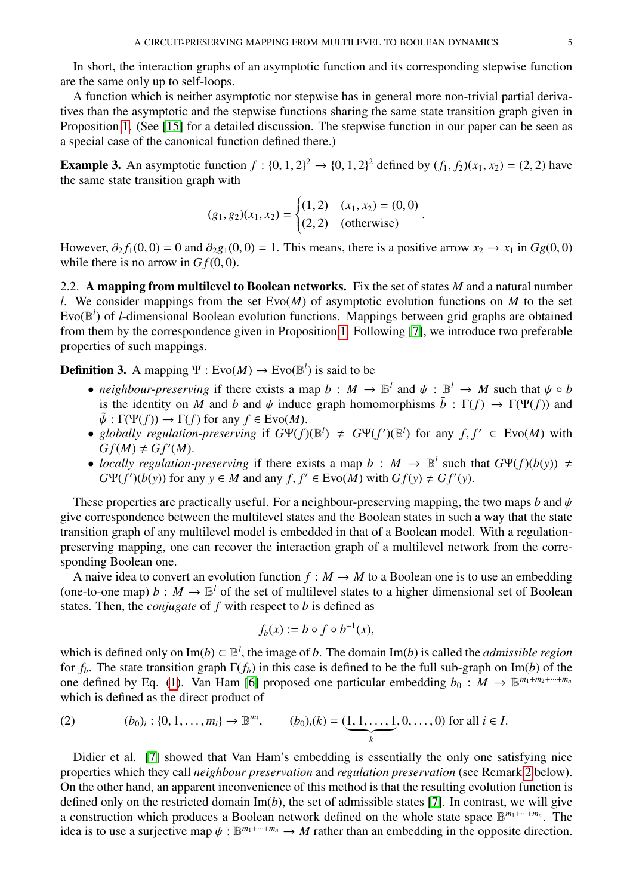In short, the interaction graphs of an asymptotic function and its corresponding stepwise function are the same only up to self-loops.

A function which is neither asymptotic nor stepwise has in general more non-trivial partial derivatives than the asymptotic and the stepwise functions sharing the same state transition graph given in Proposition 1. (See [15] for a detailed discussion. The stepwise function in our paper can be seen as a special case of the canonical function defined there.)

**Example 3.** An asymptotic function $f : \{0,1,2\}^2 \to \{0,1,2\}^2$ defined by $(f_1, f_2)(x_1, x_2) = (2,2)$ have the same state transition graph with

$$(g_1, g_2)(x_1, x_2) = \begin{cases} (1,2) & (x_1, x_2) = (0,0) \\ (2,2) & \text{(otherwise)} \end{cases}.$$

However, $\partial_2 f_1(0,0) = 0$ and $\partial_2 g_1(0,0) = 1$. This means, there is a positive arrow $x_2 \to x_1$ in $Gg(0,0)$ while there is no arrow in $Gf(0,0)$.

2.2. **A mapping from multilevel to Boolean networks.** Fix the set of states $M$ and a natural number $l$. We consider mappings from the set $\mathrm{Evo}(M)$ of asymptotic evolution functions on $M$ to the set $\mathrm{Evo}(\mathbb{B}^l)$ of $l$-dimensional Boolean evolution functions. Mappings between grid graphs are obtained from them by the correspondence given in Proposition 1. Following [7], we introduce two preferable properties of such mappings.

**Definition 3.** A mapping $\Psi : \mathrm{Evo}(M) \to \mathrm{Evo}(\mathbb{B}^l)$ is said to be

- *neighbour-preserving* if there exists a map $b : M \to \mathbb{B}^l$ and $\psi : \mathbb{B}^l \to M$ such that $\psi \circ b$ is the identity on $M$ and $b$ and $\psi$ induce graph homomorphisms $\tilde{b} : \Gamma(f) \to \Gamma(\Psi(f))$ and $\tilde{\psi} : \Gamma(\Psi(f)) \to \Gamma(f)$ for any $f \in \mathrm{Evo}(M)$.
- *globally regulation-preserving* if $G\Psi(f)(\mathbb{B}^l) \neq G\Psi(f')(\mathbb{B}^l)$ for any $f, f' \in \mathrm{Evo}(M)$ with $Gf(M) \neq Gf'(M)$.
- *locally regulation-preserving* if there exists a map $b : M \to \mathbb{B}^l$ such that $G\Psi(f)(b(y)) \neq G\Psi(f')(b(y))$ for any $y \in M$ and any $f, f' \in \mathrm{Evo}(M)$ with $Gf(y) \neq Gf'(y)$.

These properties are practically useful. For a neighbour-preserving mapping, the two maps $b$ and $\psi$ give correspondence between the multilevel states and the Boolean states in such a way that the state transition graph of any multilevel model is embedded in that of a Boolean model. With a regulation-preserving mapping, one can recover the interaction graph of a multilevel network from the corresponding Boolean one.

A naive idea to convert an evolution function $f : M \to M$ to a Boolean one is to use an embedding (one-to-one map) $b : M \to \mathbb{B}^l$ of the set of multilevel states to a higher dimensional set of Boolean states. Then, the *conjugate* of $f$ with respect to $b$ is defined as

$$f_b(x) := b \circ f \circ b^{-1}(x),$$

which is defined only on $\mathrm{Im}(b) \subset \mathbb{B}^l$, the image of $b$. The domain $\mathrm{Im}(b)$ is called the *admissible region* for $f_b$. The state transition graph $\Gamma(f_b)$ in this case is defined to be the full sub-graph on $\mathrm{Im}(b)$ of the one defined by Eq. (1). Van Ham [6] proposed one particular embedding $b_0 : M \to \mathbb{B}^{m_1+m_2+\cdots+m_n}$ which is defined as the direct product of

$$(2) \qquad (b_0)_i : \{0,1,\ldots,m_i\} \to \mathbb{B}^{m_i}, \qquad (b_0)_i(k) = (\underbrace{1,1,\ldots,1}_{k}, 0, \ldots, 0) \text{ for all } i \in I.$$

Didier et al. [7] showed that Van Ham's embedding is essentially the only one satisfying nice properties which they call *neighbour preservation* and *regulation preservation* (see Remark 2 below). On the other hand, an apparent inconvenience of this method is that the resulting evolution function is defined only on the restricted domain $\mathrm{Im}(b)$, the set of admissible states [7]. In contrast, we will give a construction which produces a Boolean network defined on the whole state space $\mathbb{B}^{m_1+\cdots+m_n}$. The idea is to use a surjective map $\psi : \mathbb{B}^{m_1+\cdots+m_n} \to M$ rather than an embedding in the opposite direction.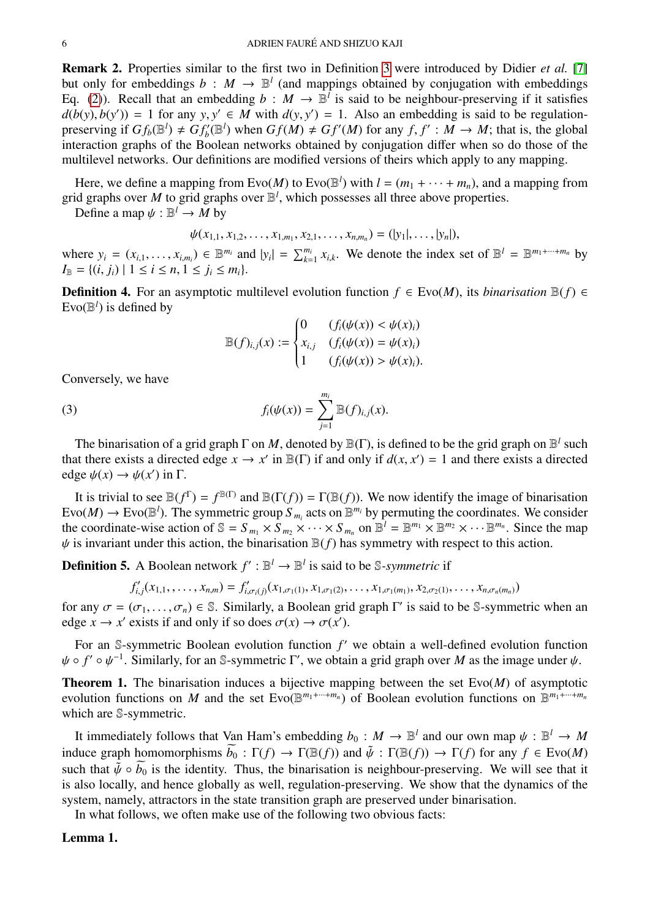**Remark 2.** Properties similar to the first two in Definition 3 were introduced by Didier *et al.* [7] but only for embeddings $b : M \to \mathbb{B}^l$ (and mappings obtained by conjugation with embeddings Eq. (2)). Recall that an embedding $b : M \to \mathbb{B}^l$ is said to be neighbour-preserving if it satisfies $d(b(y), b(y')) = 1$ for any $y, y' \in M$ with $d(y, y') = 1$. Also an embedding is said to be regulation-preserving if $Gf_b(\mathbb{B}^l) \neq Gf'_b(\mathbb{B}^l)$ when $Gf(M) \neq Gf'(M)$ for any $f, f' : M \to M$; that is, the global interaction graphs of the Boolean networks obtained by conjugation differ when so do those of the multilevel networks. Our definitions are modified versions of theirs which apply to any mapping.

Here, we define a mapping from $\mathrm{Evo}(M)$ to $\mathrm{Evo}(\mathbb{B}^l)$ with $l = (m_1 + \cdots + m_n)$, and a mapping from grid graphs over $M$ to grid graphs over $\mathbb{B}^l$, which possesses all three above properties.

Define a map $\psi : \mathbb{B}^l \to M$ by

$$\psi(x_{1,1}, x_{1,2}, \ldots, x_{1,m_1}, x_{2,1}, \ldots, x_{n,m_n}) = (|y_1|, \ldots, |y_n|),$$

where $y_i = (x_{i,1}, \ldots, x_{i,m_i}) \in \mathbb{B}^{m_i}$ and $|y_i| = \sum_{k=1}^{m_i} x_{i,k}$. We denote the index set of $\mathbb{B}^l = \mathbb{B}^{m_1+\cdots+m_n}$ by $I_{\mathbb{B}} = \{(i, j_i) \mid 1 \le i \le n, 1 \le j_i \le m_i\}$.

**Definition 4.** For an asymptotic multilevel evolution function $f \in \mathrm{Evo}(M)$, its *binarisation* $\mathbb{B}(f) \in \mathrm{Evo}(\mathbb{B}^l)$ is defined by

$$\mathbb{B}(f)_{i,j}(x) := \begin{cases} 0 & (f_i(\psi(x)) < \psi(x)_i) \\ x_{i,j} & (f_i(\psi(x)) = \psi(x)_i) \\ 1 & (f_i(\psi(x)) > \psi(x)_i). \end{cases}$$

Conversely, we have

$$f_i(\psi(x)) = \sum_{j=1}^{m_i} \mathbb{B}(f)_{i,j}(x). \tag{3}$$

The binarisation of a grid graph $\Gamma$ on $M$, denoted by $\mathbb{B}(\Gamma)$, is defined to be the grid graph on $\mathbb{B}^l$ such that there exists a directed edge $x \to x'$ in $\mathbb{B}(\Gamma)$ if and only if $d(x, x') = 1$ and there exists a directed edge $\psi(x) \to \psi(x')$ in $\Gamma$.

It is trivial to see $\mathbb{B}(f^{\Gamma}) = f^{\mathbb{B}(\Gamma)}$ and $\mathbb{B}(\Gamma(f)) = \Gamma(\mathbb{B}(f))$. We now identify the image of binarisation $\mathrm{Evo}(M) \to \mathrm{Evo}(\mathbb{B}^l)$. The symmetric group $S_{m_i}$ acts on $\mathbb{B}^{m_i}$ by permuting the coordinates. We consider the coordinate-wise action of $\mathbb{S} = S_{m_1} \times S_{m_2} \times \cdots \times S_{m_n}$ on $\mathbb{B}^l = \mathbb{B}^{m_1} \times \mathbb{B}^{m_2} \times \cdots \mathbb{B}^{m_n}$. Since the map $\psi$ is invariant under this action, the binarisation $\mathbb{B}(f)$ has symmetry with respect to this action.

**Definition 5.** A Boolean network $f' : \mathbb{B}^l \to \mathbb{B}^l$ is said to be $\mathbb{S}$-*symmetric* if

$$f'_{i,j}(x_{1,1}, \ldots, x_{n,m}) = f'_{i,\sigma_i(j)}(x_{1,\sigma_1(1)}, x_{1,\sigma_1(2)}, \ldots, x_{1,\sigma_1(m_1)}, x_{2,\sigma_2(1)}, \ldots, x_{n,\sigma_n(m_n)})$$

for any $\sigma = (\sigma_1, \ldots, \sigma_n) \in \mathbb{S}$. Similarly, a Boolean grid graph $\Gamma'$ is said to be $\mathbb{S}$-symmetric when an edge $x \to x'$ exists if and only if so does $\sigma(x) \to \sigma(x')$.

For an $\mathbb{S}$-symmetric Boolean evolution function $f'$ we obtain a well-defined evolution function $\psi \circ f' \circ \psi^{-1}$. Similarly, for an $\mathbb{S}$-symmetric $\Gamma'$, we obtain a grid graph over $M$ as the image under $\psi$.

**Theorem 1.** The binarisation induces a bijective mapping between the set $\mathrm{Evo}(M)$ of asymptotic evolution functions on $M$ and the set $\mathrm{Evo}(\mathbb{B}^{m_1+\cdots+m_n})$ of Boolean evolution functions on $\mathbb{B}^{m_1+\cdots+m_n}$ which are $\mathbb{S}$-symmetric.

It immediately follows that Van Ham's embedding $b_0 : M \to \mathbb{B}^l$ and our own map $\psi : \mathbb{B}^l \to M$ induce graph homomorphisms $\widetilde{b_0} : \Gamma(f) \to \Gamma(\mathbb{B}(f))$ and $\tilde{\psi} : \Gamma(\mathbb{B}(f)) \to \Gamma(f)$ for any $f \in \mathrm{Evo}(M)$ such that $\tilde{\psi} \circ \widetilde{b_0}$ is the identity. Thus, the binarisation is neighbour-preserving. We will see that it is also locally, and hence globally as well, regulation-preserving. We show that the dynamics of the system, namely, attractors in the state transition graph are preserved under binarisation.

In what follows, we often make use of the following two obvious facts:

**Lemma 1.**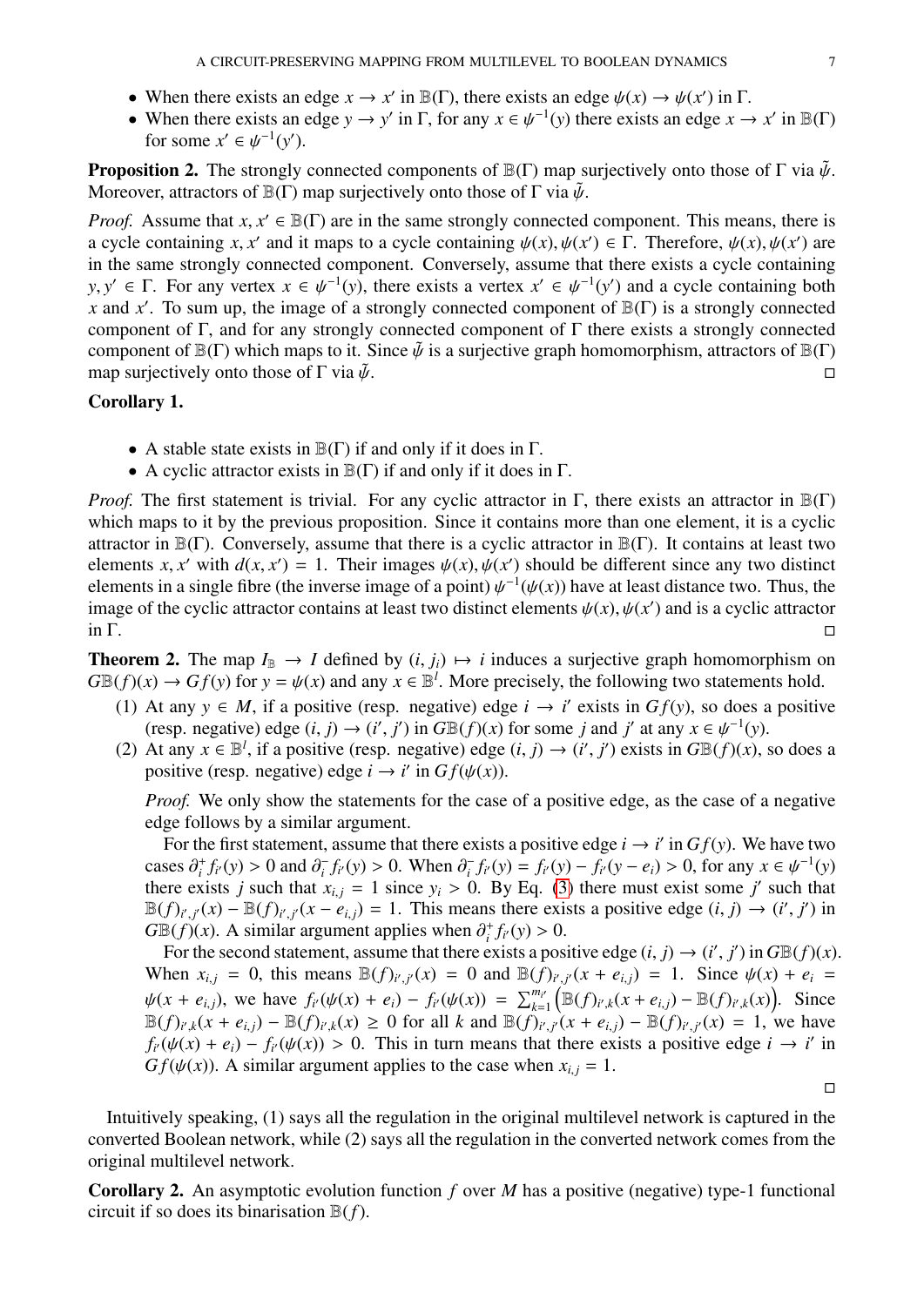- When there exists an edge $x \to x'$ in $\mathbb{B}(\Gamma)$, there exists an edge $\psi(x) \to \psi(x')$ in $\Gamma$.
- When there exists an edge $y \to y'$ in $\Gamma$, for any $x \in \psi^{-1}(y)$ there exists an edge $x \to x'$ in $\mathbb{B}(\Gamma)$ for some $x' \in \psi^{-1}(y')$.

**Proposition 2.** The strongly connected components of $\mathbb{B}(\Gamma)$ map surjectively onto those of $\Gamma$ via $\tilde{\psi}$. Moreover, attractors of $\mathbb{B}(\Gamma)$ map surjectively onto those of $\Gamma$ via $\tilde{\psi}$.

*Proof.* Assume that $x, x' \in \mathbb{B}(\Gamma)$ are in the same strongly connected component. This means, there is a cycle containing $x, x'$ and it maps to a cycle containing $\psi(x), \psi(x') \in \Gamma$. Therefore, $\psi(x), \psi(x')$ are in the same strongly connected component. Conversely, assume that there exists a cycle containing $y, y' \in \Gamma$. For any vertex $x \in \psi^{-1}(y)$, there exists a vertex $x' \in \psi^{-1}(y')$ and a cycle containing both $x$ and $x'$. To sum up, the image of a strongly connected component of $\mathbb{B}(\Gamma)$ is a strongly connected component of $\Gamma$, and for any strongly connected component of $\Gamma$ there exists a strongly connected component of $\mathbb{B}(\Gamma)$ which maps to it. Since $\tilde{\psi}$ is a surjective graph homomorphism, attractors of $\mathbb{B}(\Gamma)$ map surjectively onto those of $\Gamma$ via $\tilde{\psi}$. □

**Corollary 1.**

- A stable state exists in $\mathbb{B}(\Gamma)$ if and only if it does in $\Gamma$.
- A cyclic attractor exists in $\mathbb{B}(\Gamma)$ if and only if it does in $\Gamma$.

*Proof.* The first statement is trivial. For any cyclic attractor in $\Gamma$, there exists an attractor in $\mathbb{B}(\Gamma)$ which maps to it by the previous proposition. Since it contains more than one element, it is a cyclic attractor in $\mathbb{B}(\Gamma)$. Conversely, assume that there is a cyclic attractor in $\mathbb{B}(\Gamma)$. It contains at least two elements $x, x'$ with $d(x, x') = 1$. Their images $\psi(x), \psi(x')$ should be different since any two distinct elements in a single fibre (the inverse images of a point) $\psi^{-1}(\psi(x))$ have at least distance two. Thus, the image of the cyclic attractor contains at least two distinct elements $\psi(x), \psi(x')$ and is a cyclic attractor in $\Gamma$. □

**Theorem 2.** The map $I_{\mathbb{B}} \to I$ defined by $(i, j_i) \mapsto i$ induces a surjective graph homomorphism on $G\mathbb{B}(f)(x) \to Gf(y)$ for $y = \psi(x)$ and any $x \in \mathbb{B}^l$. More precisely, the following two statements hold.

(1) At any $y \in M$, if a positive (resp. negative) edge $i \to i'$ exists in $Gf(y)$, so does a positive (resp. negative) edge $(i, j) \to (i', j')$ in $G\mathbb{B}(f)(x)$ for some $j$ and $j'$ at any $x \in \psi^{-1}(y)$.

(2) At any $x \in \mathbb{B}^l$, if a positive (resp. negative) edge $(i, j) \to (i', j')$ exists in $G\mathbb{B}(f)(x)$, so does a positive (resp. negative) edge $i \to i'$ in $Gf(\psi(x))$.

*Proof.* We only show the statements for the case of a positive edge, as the case of a negative edge follows by a similar argument.

For the first statement, assume that there exists a positive edge $i \to i'$ in $Gf(y)$. We have two cases $\partial_i^+ f_{i'}(y) > 0$ and $\partial_i^- f_{i'}(y) > 0$. When $\partial_i^- f_{i'}(y) = f_{i'}(y) - f_{i'}(y - e_i) > 0$, for any $x \in \psi^{-1}(y)$ there exists $j$ such that $x_{i,j} = 1$ since $y_i > 0$. By Eq. (3) there must exist some $j'$ such that $\mathbb{B}(f)_{i',j'}(x) - \mathbb{B}(f)_{i',j'}(x - e_{i,j}) = 1$. This means there exists a positive edge $(i, j) \to (i', j')$ in $G\mathbb{B}(f)(x)$. A similar argument applies when $\partial_i^+ f_{i'}(y) > 0$.

For the second statement, assume that there exists a positive edge $(i, j) \to (i', j')$ in $G\mathbb{B}(f)(x)$. When $x_{i,j} = 0$, this means $\mathbb{B}(f)_{i',j'}(x) = 0$ and $\mathbb{B}(f)_{i',j'}(x + e_{i,j}) = 1$. Since $\psi(x) + e_i = \psi(x + e_{i,j})$, we have $f_{i'}(\psi(x) + e_i) - f_{i'}(\psi(x)) = \sum_{k=1}^{m_{i'}} \left(\mathbb{B}(f)_{i',k}(x + e_{i,j}) - \mathbb{B}(f)_{i',k}(x)\right)$. Since $\mathbb{B}(f)_{i',k}(x + e_{i,j}) - \mathbb{B}(f)_{i',k}(x) \geq 0$ for all $k$ and $\mathbb{B}(f)_{i',j'}(x + e_{i,j}) - \mathbb{B}(f)_{i',j'}(x) = 1$, we have $f_{i'}(\psi(x) + e_i) - f_{i'}(\psi(x)) > 0$. This in turn means that there exists a positive edge $i \to i'$ in $Gf(\psi(x))$. A similar argument applies to the case when $x_{i,j} = 1$. □

Intuitively speaking, (1) says all the regulation in the original multilevel network is captured in the converted Boolean network, while (2) says all the regulation in the converted network comes from the original multilevel network.

**Corollary 2.** An asymptotic evolution function $f$ over $M$ has a positive (negative) type-1 functional circuit if so does its binarisation $\mathbb{B}(f)$.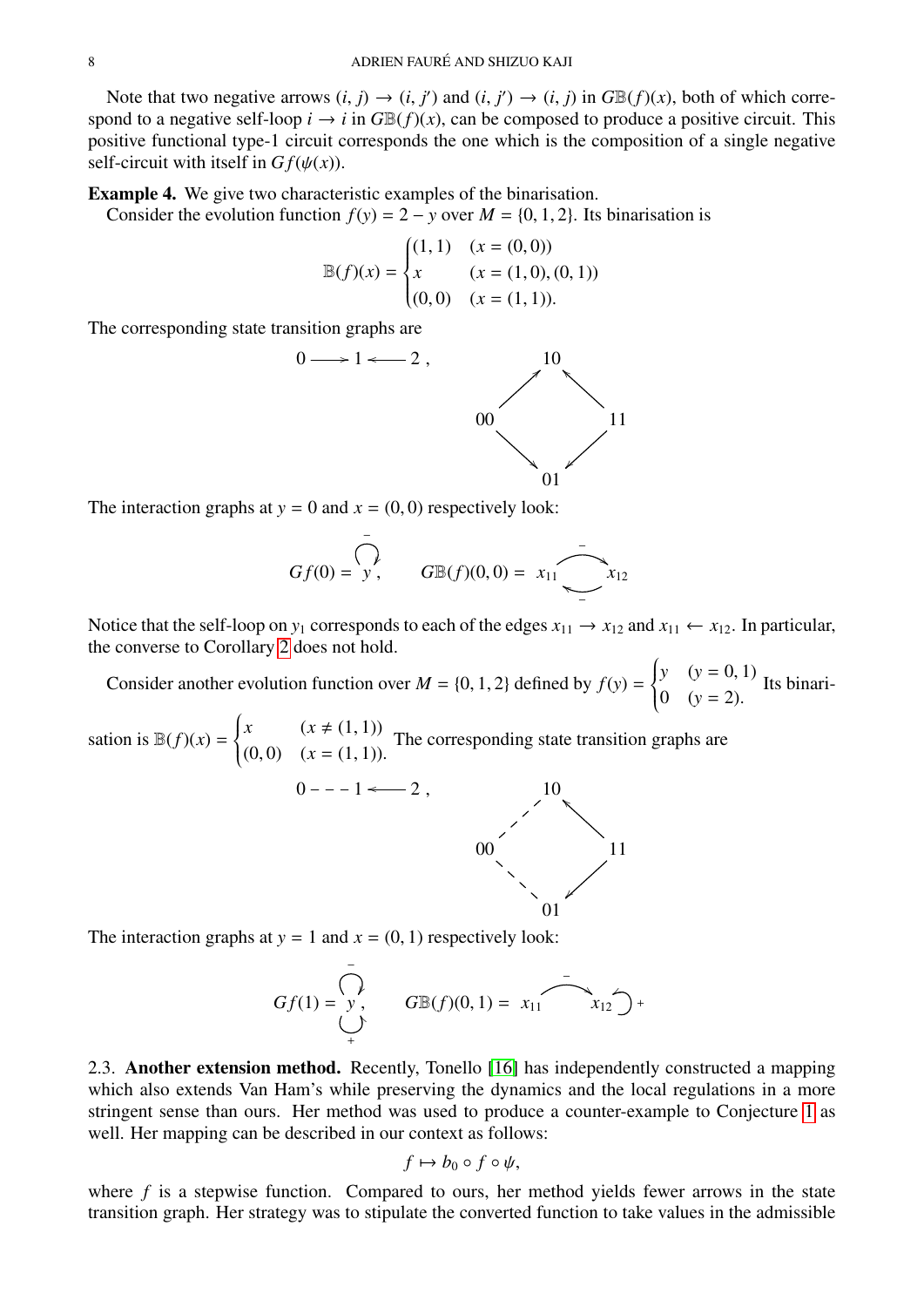Note that two negative arrows $(i, j) \to (i, j')$ and $(i, j') \to (i, j)$ in $G\mathbb{B}(f)(x)$, both of which correspond to a negative self-loop $i \to i$ in $G\mathbb{B}(f)(x)$, can be composed to produce a positive circuit. This positive functional type-1 circuit corresponds the one which is the composition of a single negative self-circuit with itself in $Gf(\psi(x))$.

**Example 4.** We give two characteristic examples of the binarisation.

Consider the evolution function $f(y) = 2 - y$ over $M = \{0, 1, 2\}$. Its binarisation is

$$\mathbb{B}(f)(x) = \begin{cases} (1,1) & (x = (0,0)) \\ x & (x = (1,0), (0,1)) \\ (0,0) & (x = (1,1)). \end{cases}$$

The corresponding state transition graphs are

$$0 \longrightarrow 1 \longleftarrow 2\,, \qquad \begin{array}{ccc} & 10 & \\ \nearrow & & \nwarrow \\ 00 & & 11 \\ \searrow & & \swarrow \\ & 01 & \end{array}$$

The interaction graphs at $y = 0$ and $x = (0, 0)$ respectively look:

$$Gf(0) = \overset{-}{\circlearrowleft} y, \qquad G\mathbb{B}(f)(0,0) = x_{11} \underset{-}{\overset{-}{\rightleftarrows}} x_{12}$$

Notice that the self-loop on $y_1$ corresponds to each of the edges $x_{11} \to x_{12}$ and $x_{11} \leftarrow x_{12}$. In particular, the converse to Corollary 2 does not hold.

Consider another evolution function over $M = \{0, 1, 2\}$ defined by $f(y) = \begin{cases} y & (y = 0, 1) \\ 0 & (y = 2). \end{cases}$ Its binarisation is $\mathbb{B}(f)(x) = \begin{cases} x & (x \neq (1,1)) \\ (0,0) & (x = (1,1)). \end{cases}$ The corresponding state transition graphs are

$$0 - - - 1 \longleftarrow 2\,, \qquad \begin{array}{ccc} & 10 & \\ / & & \nwarrow \\ 00 & & 11 \\ \backslash & & \swarrow \\ & 01 & \end{array}$$

The interaction graphs at $y = 1$ and $x = (0, 1)$ respectively look:

$$Gf(1) = \underset{+}{\overset{-}{\circlearrowleft}} y, \qquad G\mathbb{B}(f)(0,1) = x_{11} \overset{-}{\longrightarrow} x_{12} \circlearrowleft^{+}$$

### 2.3. **Another extension method.**

Recently, Tonello [16] has independently constructed a mapping which also extends Van Ham's while preserving the dynamics and the local regulations in a more stringent sense than ours. Her method was used to produce a counter-example to Conjecture 1 as well. Her mapping can be described in our context as follows:

$$f \mapsto b_0 \circ f \circ \psi,$$

where $f$ is a stepwise function. Compared to ours, her method yields fewer arrows in the state transition graph. Her strategy was to stipulate the converted function to take values in the admissible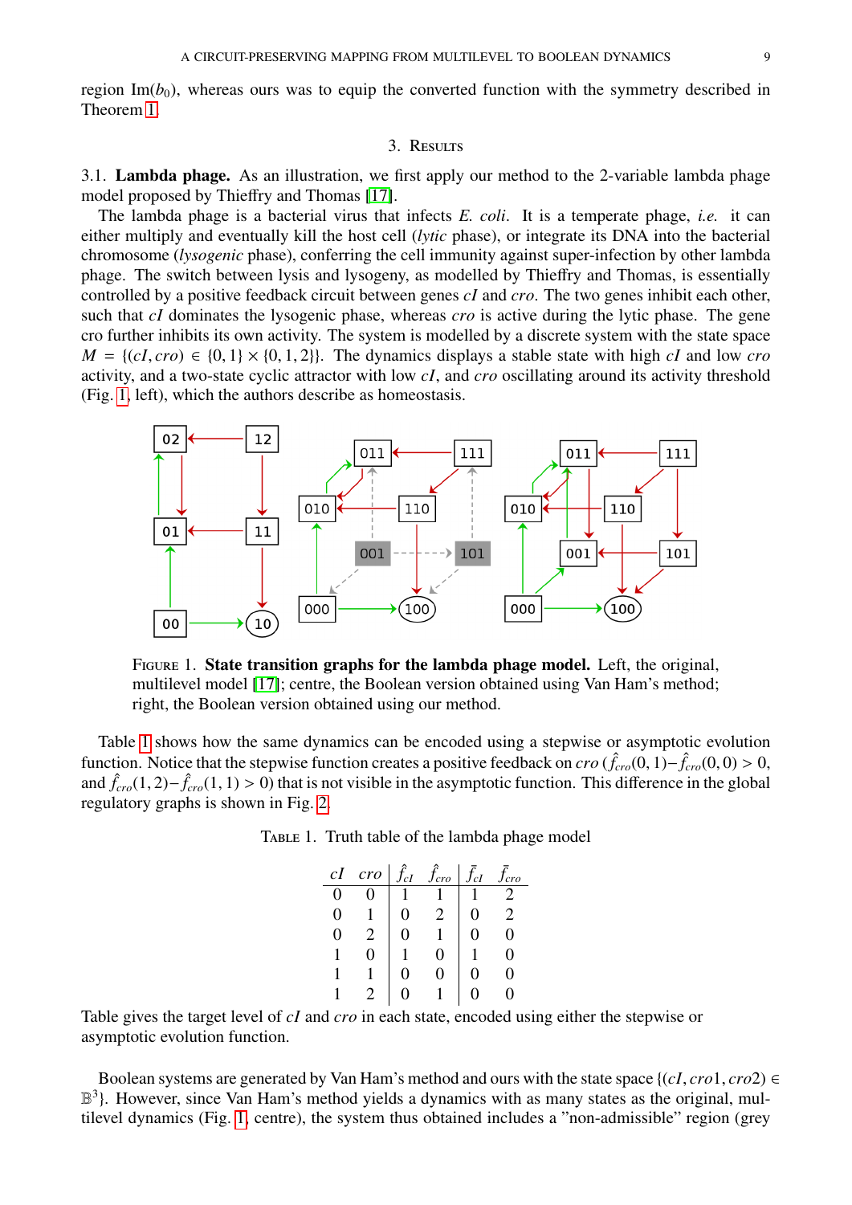region Im($b_0$), whereas ours was to equip the converted function with the symmetry described in Theorem 1.

## 3. Results

### 3.1. Lambda phage.

As an illustration, we first apply our method to the 2-variable lambda phage model proposed by Thieffry and Thomas [17].

The lambda phage is a bacterial virus that infects *E. coli*. It is a temperate phage, *i.e.* it can either multiply and eventually kill the host cell (*lytic* phase), or integrate its DNA into the bacterial chromosome (*lysogenic* phase), conferring the cell immunity against super-infection by other lambda phage. The switch between lysis and lysogeny, as modelled by Thieffry and Thomas, is essentially controlled by a positive feedback circuit between genes *cI* and *cro*. The two genes inhibit each other, such that *cI* dominates the lysogenic phase, whereas *cro* is active during the lytic phase. The gene cro further inhibits its own activity. The system is modelled by a discrete system with the state space $M = \{(cI, cro) \in \{0,1\} \times \{0,1,2\}\}$. The dynamics displays a stable state with high *cI* and low *cro* activity, and a two-state cyclic attractor with low *cI*, and *cro* oscillating around its activity threshold (Fig. 1, left), which the authors describe as homeostasis.

FIGURE 1. **State transition graphs for the lambda phage model.** Left, the original, multilevel model [17]; centre, the Boolean version obtained using Van Ham's method; right, the Boolean version obtained using our method.

Table 1 shows how the same dynamics can be encoded using a stepwise or asymptotic evolution function. Notice that the stepwise function creates a positive feedback on *cro* ($\hat{f}_{cro}(0,1) - \hat{f}_{cro}(0,0) > 0$, and $\hat{f}_{cro}(1,2) - \hat{f}_{cro}(1,1) > 0$) that is not visible in the asymptotic function. This difference in the global regulatory graphs is shown in Fig. 2.

TABLE 1. Truth table of the lambda phage model

| $cI$ | $cro$ | $\hat{f}_{cI}$ | $\hat{f}_{cro}$ | $\bar{f}_{cI}$ | $\bar{f}_{cro}$ |
|---|---|---|---|---|---|
| 0 | 0 | 1 | 1 | 1 | 2 |
| 0 | 1 | 0 | 2 | 0 | 2 |
| 0 | 2 | 0 | 1 | 0 | 0 |
| 1 | 0 | 1 | 0 | 1 | 0 |
| 1 | 1 | 0 | 0 | 0 | 0 |
| 1 | 2 | 0 | 1 | 0 | 0 |

Table gives the target level of *cI* and *cro* in each state, encoded using either the stepwise or asymptotic evolution function.

Boolean systems are generated by Van Ham's method and ours with the state space $\{(cI, cro1, cro2) \in \mathbb{B}^3\}$. However, since Van Ham's method yields a dynamics with as many states as the original, multilevel dynamics (Fig. 1, centre), the system thus obtained includes a "non-admissible" region (grey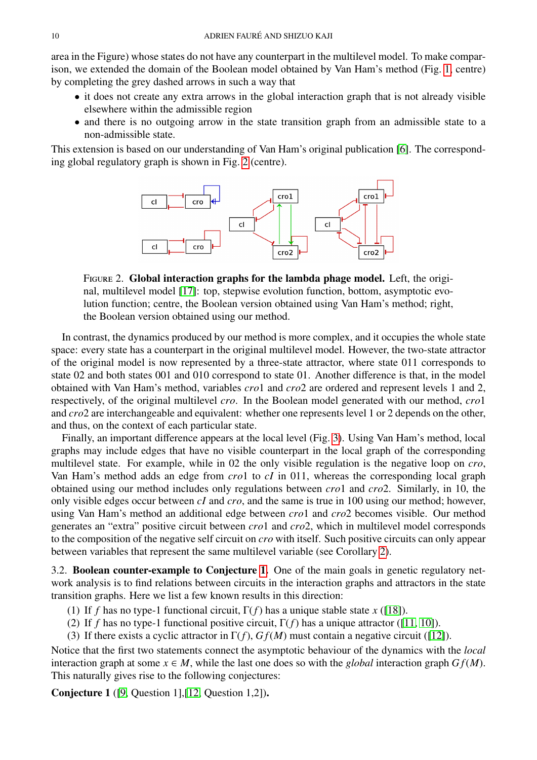area in the Figure) whose states do not have any counterpart in the multilevel model. To make comparison, we extended the domain of the Boolean model obtained by Van Ham's method (Fig. 1, centre) by completing the grey dashed arrows in such a way that

- it does not create any extra arrows in the global interaction graph that is not already visible elsewhere within the admissible region
- and there is no outgoing arrow in the state transition graph from an admissible state to a non-admissible state.

This extension is based on our understanding of Van Ham's original publication [6]. The corresponding global regulatory graph is shown in Fig. 2 (centre).

FIGURE 2. **Global interaction graphs for the lambda phage model.** Left, the original, multilevel model [17]: top, stepwise evolution function, bottom, asymptotic evolution function; centre, the Boolean version obtained using Van Ham's method; right, the Boolean version obtained using our method.

In contrast, the dynamics produced by our method is more complex, and it occupies the whole state space: every state has a counterpart in the original multilevel model. However, the two-state attractor of the original model is now represented by a three-state attractor, where state 011 corresponds to state 02 and both states 001 and 010 correspond to state 01. Another difference is that, in the model obtained with Van Ham's method, variables *cro*1 and *cro*2 are ordered and represent levels 1 and 2, respectively, of the original multilevel *cro*. In the Boolean model generated with our method, *cro*1 and *cro*2 are interchangeable and equivalent: whether one represents level 1 or 2 depends on the other, and thus, on the context of each particular state.

Finally, an important difference appears at the local level (Fig. 3). Using Van Ham's method, local graphs may include edges that have no visible counterpart in the local graph of the corresponding multilevel state. For example, while in 02 the only visible regulation is the negative loop on *cro*, Van Ham's method adds an edge from *cro*1 to *cI* in 011, whereas the corresponding local graph obtained using our method includes only regulations between *cro*1 and *cro*2. Similarly, in 10, the only visible edges occur between *cI* and *cro*, and the same is true in 100 using our method; however, using Van Ham's method an additional edge between *cro*1 and *cro*2 becomes visible. Our method generates an "extra" positive circuit between *cro*1 and *cro*2, which in multilevel model corresponds to the composition of the negative self circuit on *cro* with itself. Such positive circuits can only appear between variables that represent the same multilevel variable (see Corollary 2).

### 3.2. Boolean counter-example to Conjecture 1.

One of the main goals in genetic regulatory network analysis is to find relations between circuits in the interaction graphs and attractors in the state transition graphs. Here we list a few known results in this direction:

(1) If $f$ has no type-1 functional circuit, $\Gamma(f)$ has a unique stable state $x$ ([18]).
(2) If $f$ has no type-1 functional positive circuit, $\Gamma(f)$ has a unique attractor ([11, 10]).
(3) If there exists a cyclic attractor in $\Gamma(f)$, $Gf(M)$ must contain a negative circuit ([12]).

Notice that the first two statements connect the asymptotic behaviour of the dynamics with the *local* interaction graph at some $x \in M$, while the last one does so with the *global* interaction graph $Gf(M)$. This naturally gives rise to the following conjectures:

**Conjecture 1** ([9, Question 1],[12, Question 1,2])**.**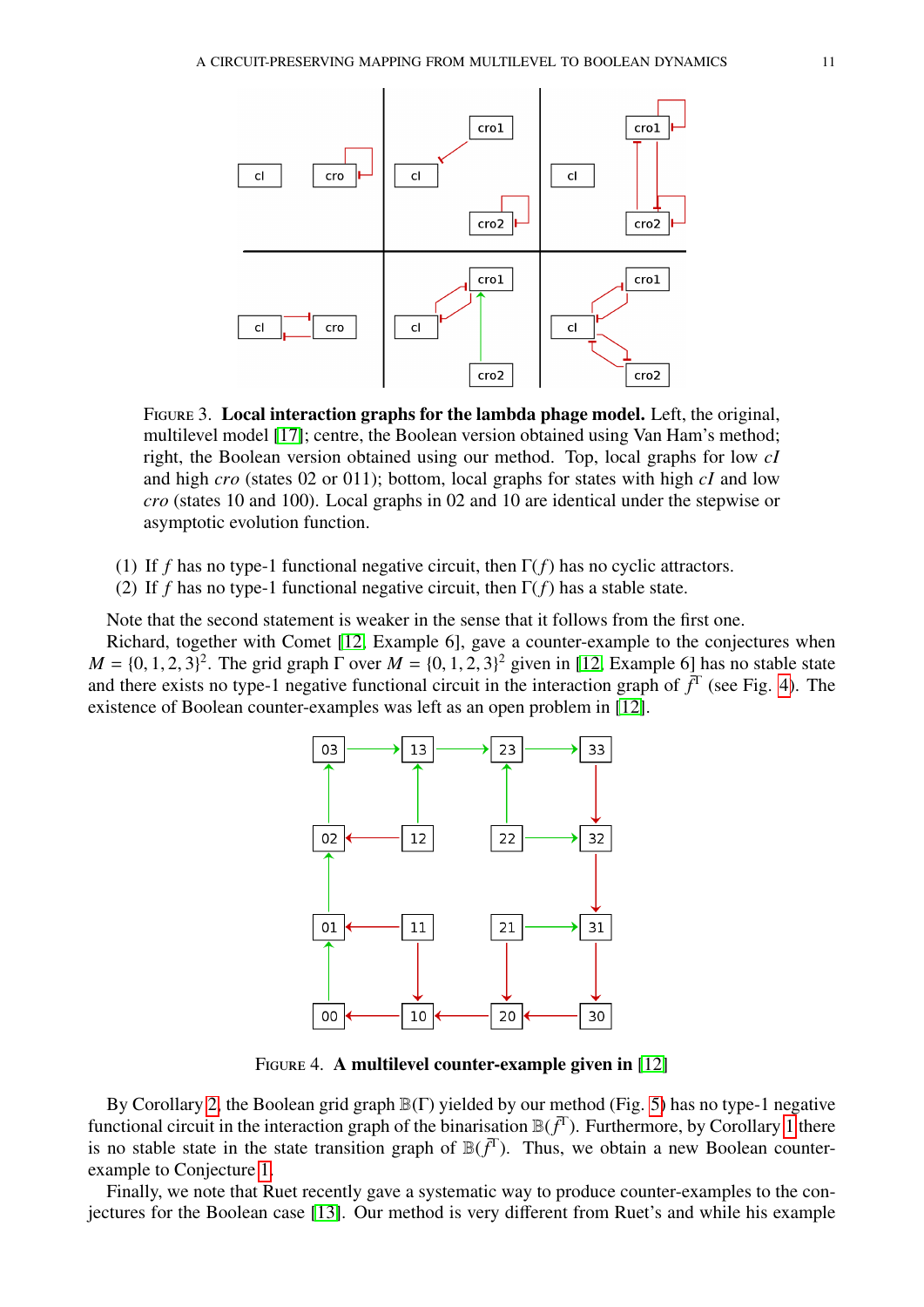FIGURE 3. **Local interaction graphs for the lambda phage model.** Left, the original, multilevel model [17]; centre, the Boolean version obtained using Van Ham's method; right, the Boolean version obtained using our method. Top, local graphs for low *cI* and high *cro* (states 02 or 011); bottom, local graphs for states with high *cI* and low *cro* (states 10 and 100). Local graphs in 02 and 10 are identical under the stepwise or asymptotic evolution function.

(1) If $f$ has no type-1 functional negative circuit, then $\Gamma(f)$ has no cyclic attractors.
(2) If $f$ has no type-1 functional negative circuit, then $\Gamma(f)$ has a stable state.

Note that the second statement is weaker in the sense that it follows from the first one.

Richard, together with Comet [12, Example 6], gave a counter-example to the conjectures when $M = \{0, 1, 2, 3\}^2$. The grid graph $\Gamma$ over $M = \{0, 1, 2, 3\}^2$ given in [12, Example 6] has no stable state and there exists no type-1 negative functional circuit in the interaction graph of $f^\Gamma$ (see Fig. 4). The existence of Boolean counter-examples was left as an open problem in [12].

FIGURE 4. **A multilevel counter-example given in [12]**

By Corollary 2, the Boolean grid graph $\mathbb{B}(\Gamma)$ yielded by our method (Fig. 5) has no type-1 negative functional circuit in the interaction graph of the binarisation $\mathbb{B}(f^\Gamma)$. Furthermore, by Corollary 1 there is no stable state in the state transition graph of $\mathbb{B}(f^\Gamma)$. Thus, we obtain a new Boolean counter-example to Conjecture 1.

Finally, we note that Ruet recently gave a systematic way to produce counter-examples to the conjectures for the Boolean case [13]. Our method is very different from Ruet's and while his example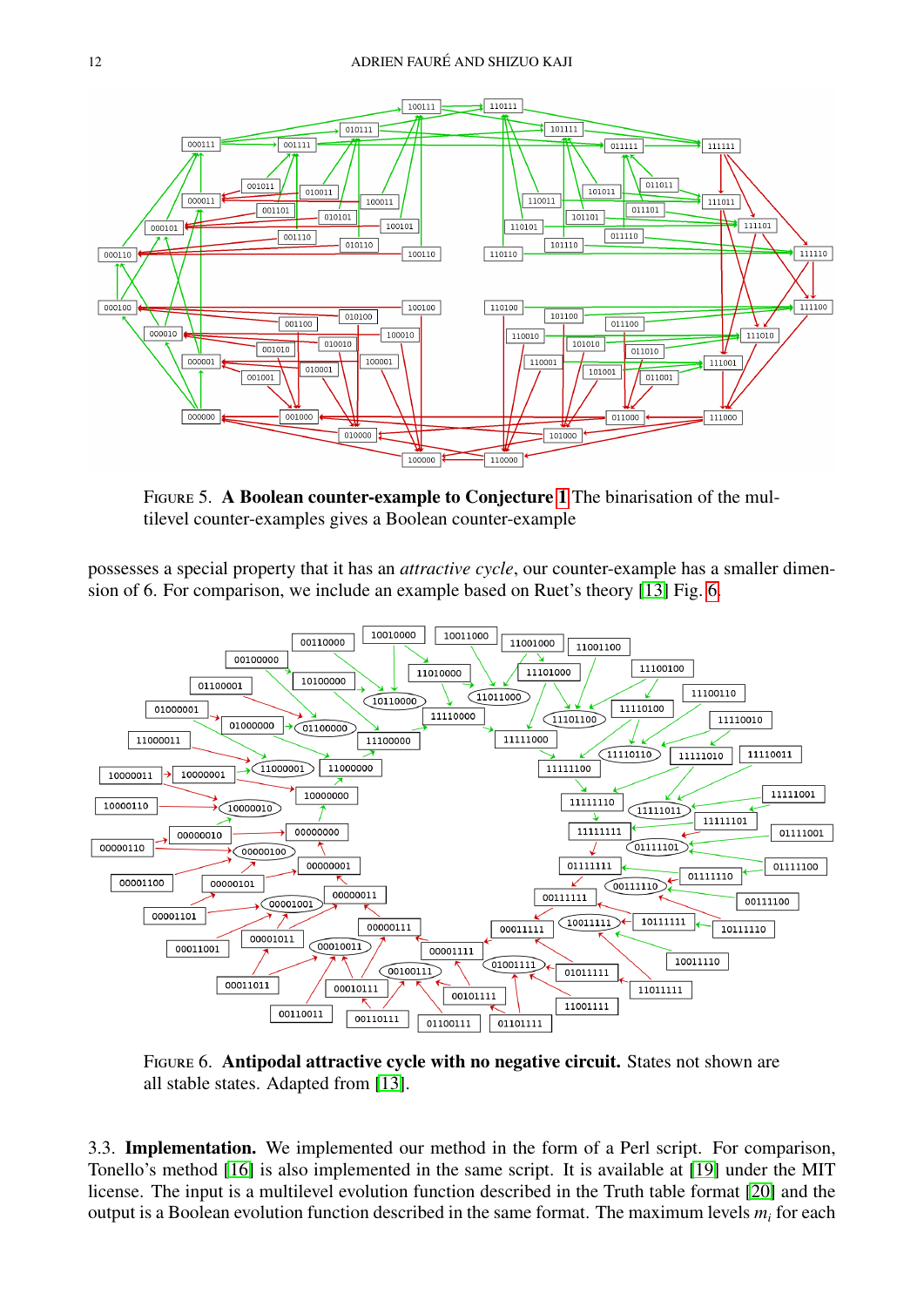FIGURE 5. **A Boolean counter-example to Conjecture 1** The binarisation of the multilevel counter-examples gives a Boolean counter-example

possesses a special property that it has an *attractive cycle*, our counter-example has a smaller dimension of 6. For comparison, we include an example based on Ruet's theory [13] Fig. 6.

FIGURE 6. **Antipodal attractive cycle with no negative circuit.** States not shown are all stable states. Adapted from [13].

3.3. **Implementation.** We implemented our method in the form of a Perl script. For comparison, Tonello's method [16] is also implemented in the same script. It is available at [19] under the MIT license. The input is a multilevel evolution function described in the Truth table format [20] and the output is a Boolean evolution function described in the same format. The maximum levels $m_i$ for each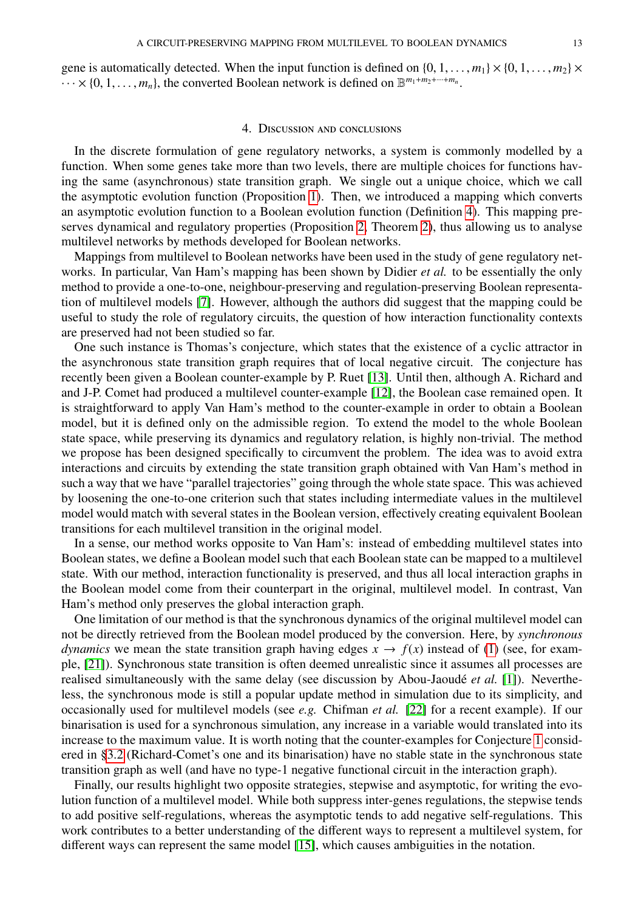gene is automatically detected. When the input function is defined on $\{0, 1, \ldots, m_1\} \times \{0, 1, \ldots, m_2\} \times \cdots \times \{0, 1, \ldots, m_n\}$, the converted Boolean network is defined on $\mathbb{B}^{m_1+m_2+\cdots+m_n}$.

## 4. Discussion and conclusions

In the discrete formulation of gene regulatory networks, a system is commonly modelled by a function. When some genes take more than two levels, there are multiple choices for functions having the same (asynchronous) state transition graph. We single out a unique choice, which we call the asymptotic evolution function (Proposition 1). Then, we introduced a mapping which converts an asymptotic evolution function to a Boolean evolution function (Definition 4). This mapping preserves dynamical and regulatory properties (Proposition 2, Theorem 2), thus allowing us to analyse multilevel networks by methods developed for Boolean networks.

Mappings from multilevel to Boolean networks have been used in the study of gene regulatory networks. In particular, Van Ham's mapping has been shown by Didier *et al.* to be essentially the only method to provide a one-to-one, neighbour-preserving and regulation-preserving Boolean representation of multilevel models [7]. However, although the authors did suggest that the mapping could be useful to study the role of regulatory circuits, the question of how interaction functionality contexts are preserved had not been studied so far.

One such instance is Thomas's conjecture, which states that the existence of a cyclic attractor in the asynchronous state transition graph requires that of local negative circuit. The conjecture has recently been given a Boolean counter-example by P. Ruet [13]. Until then, although A. Richard and and J-P. Comet had produced a multilevel counter-example [12], the Boolean case remained open. It is straightforward to apply Van Ham's method to the counter-example in order to obtain a Boolean model, but it is defined only on the admissible region. To extend the model to the whole Boolean state space, while preserving its dynamics and regulatory relation, is highly non-trivial. The method we propose has been designed specifically to circumvent the problem. The idea was to avoid extra interactions and circuits by extending the state transition graph obtained with Van Ham's method in such a way that we have "parallel trajectories" going through the whole state space. This was achieved by loosening the one-to-one criterion such that states including intermediate values in the multilevel model would match with several states in the Boolean version, effectively creating equivalent Boolean transitions for each multilevel transition in the original model.

In a sense, our method works opposite to Van Ham's: instead of embedding multilevel states into Boolean states, we define a Boolean model such that each Boolean state can be mapped to a multilevel state. With our method, interaction functionality is preserved, and thus all local interaction graphs in the Boolean model come from their counterpart in the original, multilevel model. In contrast, Van Ham's method only preserves the global interaction graph.

One limitation of our method is that the synchronous dynamics of the original multilevel model can not be directly retrieved from the Boolean model produced by the conversion. Here, by *synchronous dynamics* we mean the state transition graph having edges $x \to f(x)$ instead of (1) (see, for example, [21]). Synchronous state transition is often deemed unrealistic since it assumes all processes are realised simultaneously with the same delay (see discussion by Abou-Jaoudé *et al.* [1]). Nevertheless, the synchronous mode is still a popular update method in simulation due to its simplicity, and occasionally used for multilevel models (see *e.g.* Chifman *et al.* [22] for a recent example). If our binarisation is used for a synchronous simulation, any increase in a variable would translated into its increase to the maximum value. It is worth noting that the counter-examples for Conjecture 1 considered in §3.2 (Richard-Comet's one and its binarisation) have no stable state in the synchronous state transition graph as well (and have no type-1 negative functional circuit in the interaction graph).

Finally, our results highlight two opposite strategies, stepwise and asymptotic, for writing the evolution function of a multilevel model. While both suppress inter-genes regulations, the stepwise tends to add positive self-regulations, whereas the asymptotic tends to add negative self-regulations. This work contributes to a better understanding of the different ways to represent a multilevel system, for different ways can represent the same model [15], which causes ambiguities in the notation.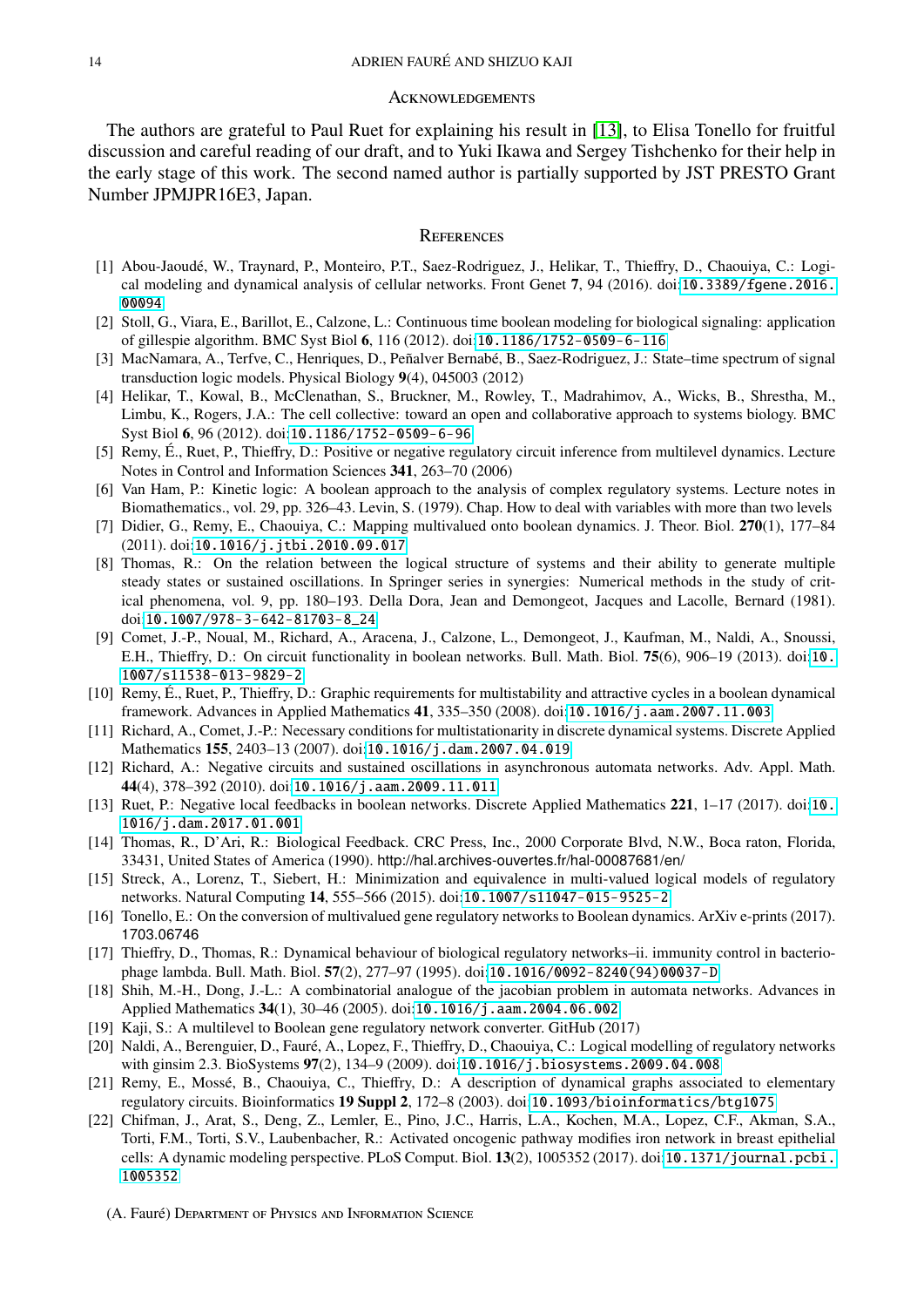## Acknowledgements

The authors are grateful to Paul Ruet for explaining his result in [13], to Elisa Tonello for fruitful discussion and careful reading of our draft, and to Yuki Ikawa and Sergey Tishchenko for their help in the early stage of this work. The second named author is partially supported by JST PRESTO Grant Number JPMJPR16E3, Japan.

## References

[1] Abou-Jaoudé, W., Traynard, P., Monteiro, P.T., Saez-Rodriguez, J., Helikar, T., Thieffry, D., Chaouiya, C.: Logical modeling and dynamical analysis of cellular networks. Front Genet **7**, 94 (2016). doi:10.3389/fgene.2016.00094

[2] Stoll, G., Viara, E., Barillot, E., Calzone, L.: Continuous time boolean modeling for biological signaling: application of gillespie algorithm. BMC Syst Biol **6**, 116 (2012). doi:10.1186/1752-0509-6-116

[3] MacNamara, A., Terfve, C., Henriques, D., Peñalver Bernabé, B., Saez-Rodriguez, J.: State–time spectrum of signal transduction logic models. Physical Biology **9**(4), 045003 (2012)

[4] Helikar, T., Kowal, B., McClenathan, S., Bruckner, M., Rowley, T., Madrahimov, A., Wicks, B., Shrestha, M., Limbu, K., Rogers, J.A.: The cell collective: toward an open and collaborative approach to systems biology. BMC Syst Biol **6**, 96 (2012). doi:10.1186/1752-0509-6-96

[5] Remy, É., Ruet, P., Thieffry, D.: Positive or negative regulatory circuit inference from multilevel dynamics. Lecture Notes in Control and Information Sciences **341**, 263–70 (2006)

[6] Van Ham, P.: Kinetic logic: A boolean approach to the analysis of complex regulatory systems. Lecture notes in Biomathematics., vol. 29, pp. 326–43. Levin, S. (1979). Chap. How to deal with variables with more than two levels

[7] Didier, G., Remy, E., Chaouiya, C.: Mapping multivalued onto boolean dynamics. J. Theor. Biol. **270**(1), 177–84 (2011). doi:10.1016/j.jtbi.2010.09.017

[8] Thomas, R.: On the relation between the logical structure of systems and their ability to generate multiple steady states or sustained oscillations. In Springer series in synergies: Numerical methods in the study of critical phenomena, vol. 9, pp. 180–193. Della Dora, Jean and Demongeot, Jacques and Lacolle, Bernard (1981). doi:10.1007/978-3-642-81703-8_24

[9] Comet, J.-P., Noual, M., Richard, A., Aracena, J., Calzone, L., Demongeot, J., Kaufman, M., Naldi, A., Snoussi, E.H., Thieffry, D.: On circuit functionality in boolean networks. Bull. Math. Biol. **75**(6), 906–19 (2013). doi:10.1007/s11538-013-9829-2

[10] Remy, É., Ruet, P., Thieffry, D.: Graphic requirements for multistability and attractive cycles in a boolean dynamical framework. Advances in Applied Mathematics **41**, 335–350 (2008). doi:10.1016/j.aam.2007.11.003

[11] Richard, A., Comet, J.-P.: Necessary conditions for multistationarity in discrete dynamical systems. Discrete Applied Mathematics **155**, 2403–13 (2007). doi:10.1016/j.dam.2007.04.019

[12] Richard, A.: Negative circuits and sustained oscillations in asynchronous automata networks. Adv. Appl. Math. **44**(4), 378–392 (2010). doi:10.1016/j.aam.2009.11.011

[13] Ruet, P.: Negative local feedbacks in boolean networks. Discrete Applied Mathematics **221**, 1–17 (2017). doi:10.1016/j.dam.2017.01.001

[14] Thomas, R., D'Ari, R.: Biological Feedback. CRC Press, Inc., 2000 Corporate Blvd, N.W., Boca raton, Florida, 33431, United States of America (1990). http://hal.archives-ouvertes.fr/hal-00087681/en/

[15] Streck, A., Lorenz, T., Siebert, H.: Minimization and equivalence in multi-valued logical models of regulatory networks. Natural Computing **14**, 555–566 (2015). doi:10.1007/s11047-015-9525-2

[16] Tonello, E.: On the conversion of multivalued gene regulatory networks to Boolean dynamics. ArXiv e-prints (2017). 1703.06746

[17] Thieffry, D., Thomas, R.: Dynamical behaviour of biological regulatory networks–ii. immunity control in bacteriophage lambda. Bull. Math. Biol. **57**(2), 277–97 (1995). doi:10.1016/0092-8240(94)00037-D

[18] Shih, M.-H., Dong, J.-L.: A combinatorial analogue of the jacobian problem in automata networks. Advances in Applied Mathematics **34**(1), 30–46 (2005). doi:10.1016/j.aam.2004.06.002

[19] Kaji, S.: A multilevel to Boolean gene regulatory network converter. GitHub (2017)

[20] Naldi, A., Berenguier, D., Fauré, A., Lopez, F., Thieffry, D., Chaouiya, C.: Logical modelling of regulatory networks with ginsim 2.3. BioSystems **97**(2), 134–9 (2009). doi:10.1016/j.biosystems.2009.04.008

[21] Remy, E., Mossé, B., Chaouiya, C., Thieffry, D.: A description of dynamical graphs associated to elementary regulatory circuits. Bioinformatics **19 Suppl 2**, 172–8 (2003). doi:10.1093/bioinformatics/btg1075

[22] Chifman, J., Arat, S., Deng, Z., Lemler, E., Pino, J.C., Harris, L.A., Kochen, M.A., Lopez, C.F., Akman, S.A., Torti, F.M., Torti, S.V., Laubenbacher, R.: Activated oncogenic pathway modifies iron network in breast epithelial cells: A dynamic modeling perspective. PLoS Comput. Biol. **13**(2), 1005352 (2017). doi:10.1371/journal.pcbi.1005352

(A. Fauré) Department of Physics and Information Science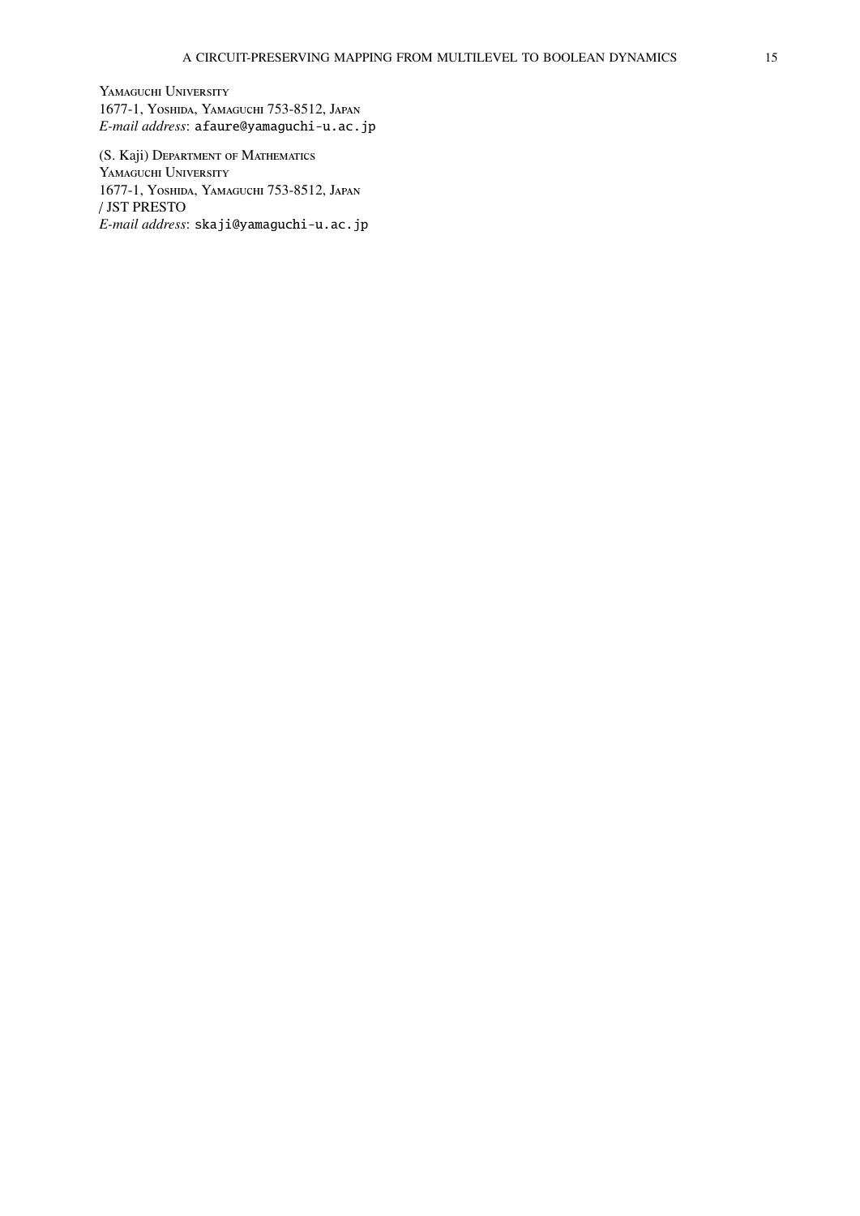Yamaguchi University
1677-1, Yoshida, Yamaguchi 753-8512, Japan
*E-mail address*: afaure@yamaguchi-u.ac.jp

(S. Kaji) Department of Mathematics
Yamaguchi University
1677-1, Yoshida, Yamaguchi 753-8512, Japan
/ JST PRESTO
*E-mail address*: skaji@yamaguchi-u.ac.jp